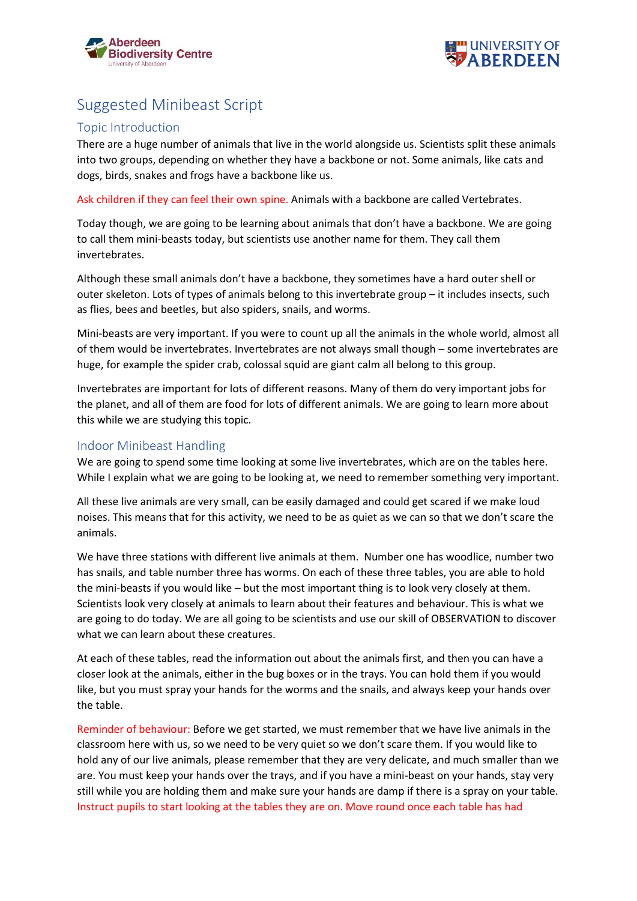# Suggested Minibeast Script

## Topic Introduction

There are a huge number of animals that live in the world alongside us. Scientists split these animals into two groups, depending on whether they have a backbone or not. Some animals, like cats and dogs, birds, snakes and frogs have a backbone like us.

Ask children if they can feel their own spine. Animals with a backbone are called Vertebrates.

Today though, we are going to be learning about animals that don't have a backbone. We are going to call them mini-beasts today, but scientists use another name for them. They call them invertebrates.

Although these small animals don't have a backbone, they sometimes have a hard outer shell or outer skeleton. Lots of types of animals belong to this invertebrate group – it includes insects, such as flies, bees and beetles, but also spiders, snails, and worms.

Mini-beasts are very important. If you were to count up all the animals in the whole world, almost all of them would be invertebrates. Invertebrates are not always small though – some invertebrates are huge, for example the spider crab, colossal squid are giant calm all belong to this group.

Invertebrates are important for lots of different reasons. Many of them do very important jobs for the planet, and all of them are food for lots of different animals. We are going to learn more about this while we are studying this topic.

## Indoor Minibeast Handling

We are going to spend some time looking at some live invertebrates, which are on the tables here. While I explain what we are going to be looking at, we need to remember something very important.

All these live animals are very small, can be easily damaged and could get scared if we make loud noises. This means that for this activity, we need to be as quiet as we can so that we don't scare the animals.

We have three stations with different live animals at them. Number one has woodlice, number two has snails, and table number three has worms. On each of these three tables, you are able to hold the mini-beasts if you would like – but the most important thing is to look very closely at them. Scientists look very closely at animals to learn about their features and behaviour. This is what we are going to do today. We are all going to be scientists and use our skill of OBSERVATION to discover what we can learn about these creatures.

At each of these tables, read the information out about the animals first, and then you can have a closer look at the animals, either in the bug boxes or in the trays. You can hold them if you would like, but you must spray your hands for the worms and the snails, and always keep your hands over the table.

Reminder of behaviour: Before we get started, we must remember that we have live animals in the classroom here with us, so we need to be very quiet so we don't scare them. If you would like to hold any of our live animals, please remember that they are very delicate, and much smaller than we are. You must keep your hands over the trays, and if you have a mini-beast on your hands, stay very still while you are holding them and make sure your hands are damp if there is a spray on your table. Instruct pupils to start looking at the tables they are on. Move round once each table has had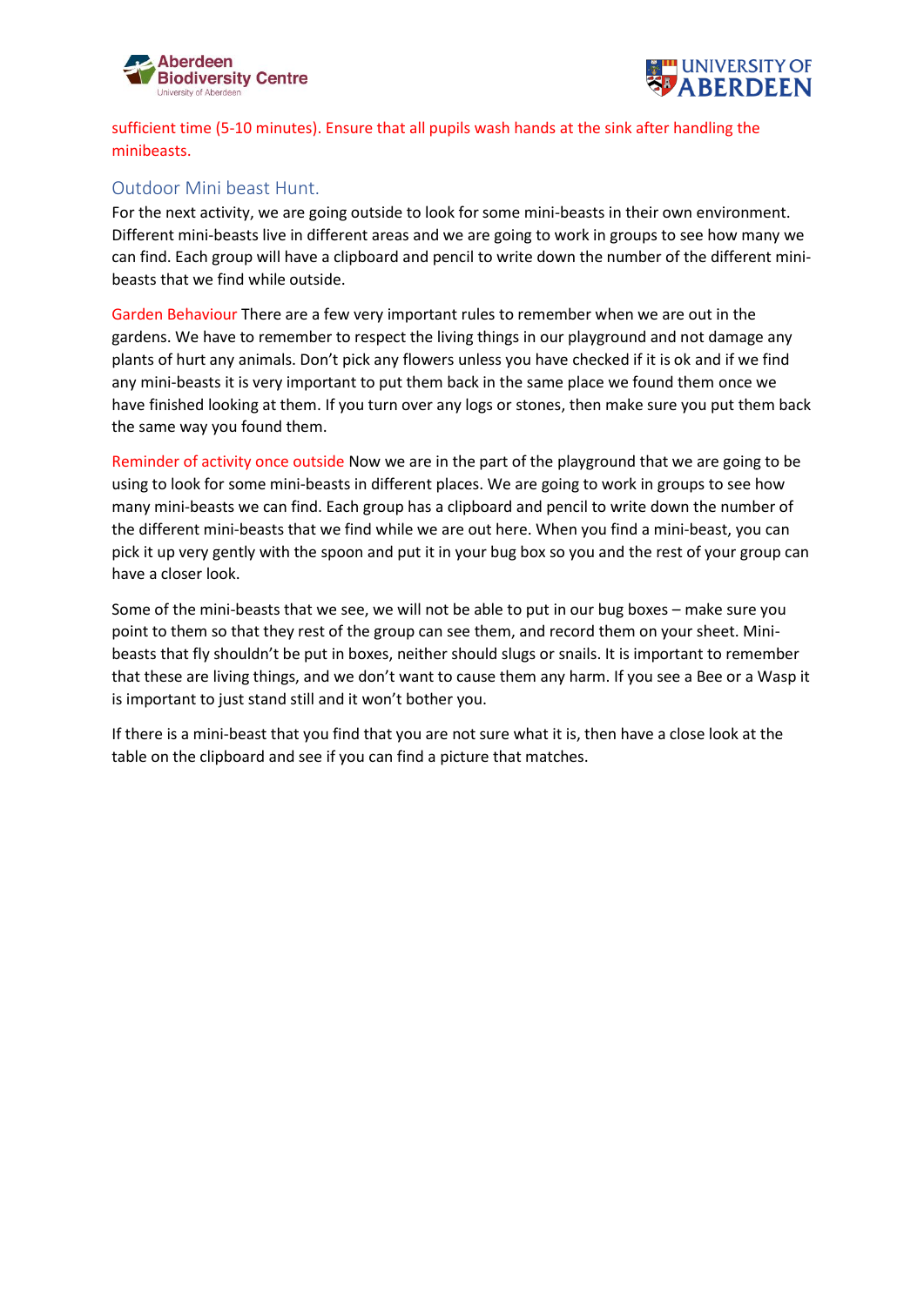sufficient time (5-10 minutes). Ensure that all pupils wash hands at the sink after handling the minibeasts.

## Outdoor Mini beast Hunt.

For the next activity, we are going outside to look for some mini-beasts in their own environment. Different mini-beasts live in different areas and we are going to work in groups to see how many we can find. Each group will have a clipboard and pencil to write down the number of the different mini-beasts that we find while outside.

Garden Behaviour There are a few very important rules to remember when we are out in the gardens. We have to remember to respect the living things in our playground and not damage any plants of hurt any animals. Don't pick any flowers unless you have checked if it is ok and if we find any mini-beasts it is very important to put them back in the same place we found them once we have finished looking at them. If you turn over any logs or stones, then make sure you put them back the same way you found them.

Reminder of activity once outside Now we are in the part of the playground that we are going to be using to look for some mini-beasts in different places. We are going to work in groups to see how many mini-beasts we can find. Each group has a clipboard and pencil to write down the number of the different mini-beasts that we find while we are out here. When you find a mini-beast, you can pick it up very gently with the spoon and put it in your bug box so you and the rest of your group can have a closer look.

Some of the mini-beasts that we see, we will not be able to put in our bug boxes – make sure you point to them so that they rest of the group can see them, and record them on your sheet. Mini-beasts that fly shouldn't be put in boxes, neither should slugs or snails. It is important to remember that these are living things, and we don't want to cause them any harm. If you see a Bee or a Wasp it is important to just stand still and it won't bother you.

If there is a mini-beast that you find that you are not sure what it is, then have a close look at the table on the clipboard and see if you can find a picture that matches.